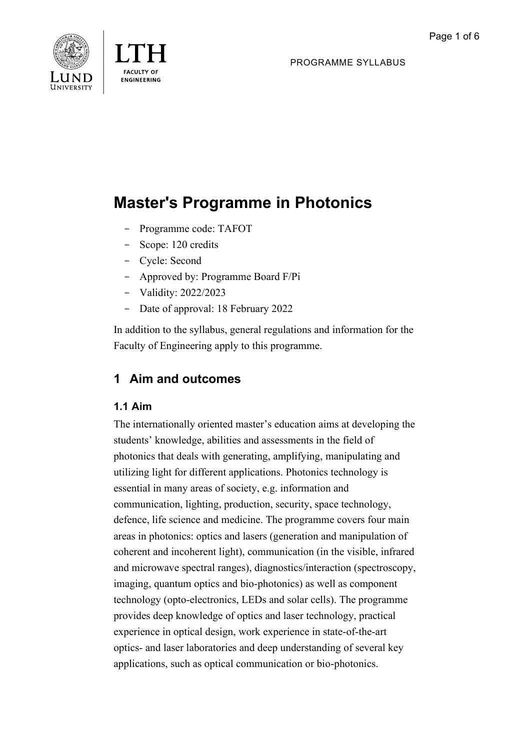PROGRAMME SYLLABUS

# Master's Programme in Photonics

- Programme code: TAFOT
- Scope: 120 credits
- Cycle: Second
- Approved by: Programme Board F/Pi
- Validity: 2022/2023
- Date of approval: 18 February 2022

In addition to the syllabus, general regulations and information for the Faculty of Engineering apply to this programme.

## 1 Aim and outcomes

### 1.1 Aim

The internationally oriented master's education aims at developing the students' knowledge, abilities and assessments in the field of photonics that deals with generating, amplifying, manipulating and utilizing light for different applications. Photonics technology is essential in many areas of society, e.g. information and communication, lighting, production, security, space technology, defence, life science and medicine. The programme covers four main areas in photonics: optics and lasers (generation and manipulation of coherent and incoherent light), communication (in the visible, infrared and microwave spectral ranges), diagnostics/interaction (spectroscopy, imaging, quantum optics and bio-photonics) as well as component technology (opto-electronics, LEDs and solar cells). The programme provides deep knowledge of optics and laser technology, practical experience in optical design, work experience in state-of-the-art optics- and laser laboratories and deep understanding of several key applications, such as optical communication or bio-photonics.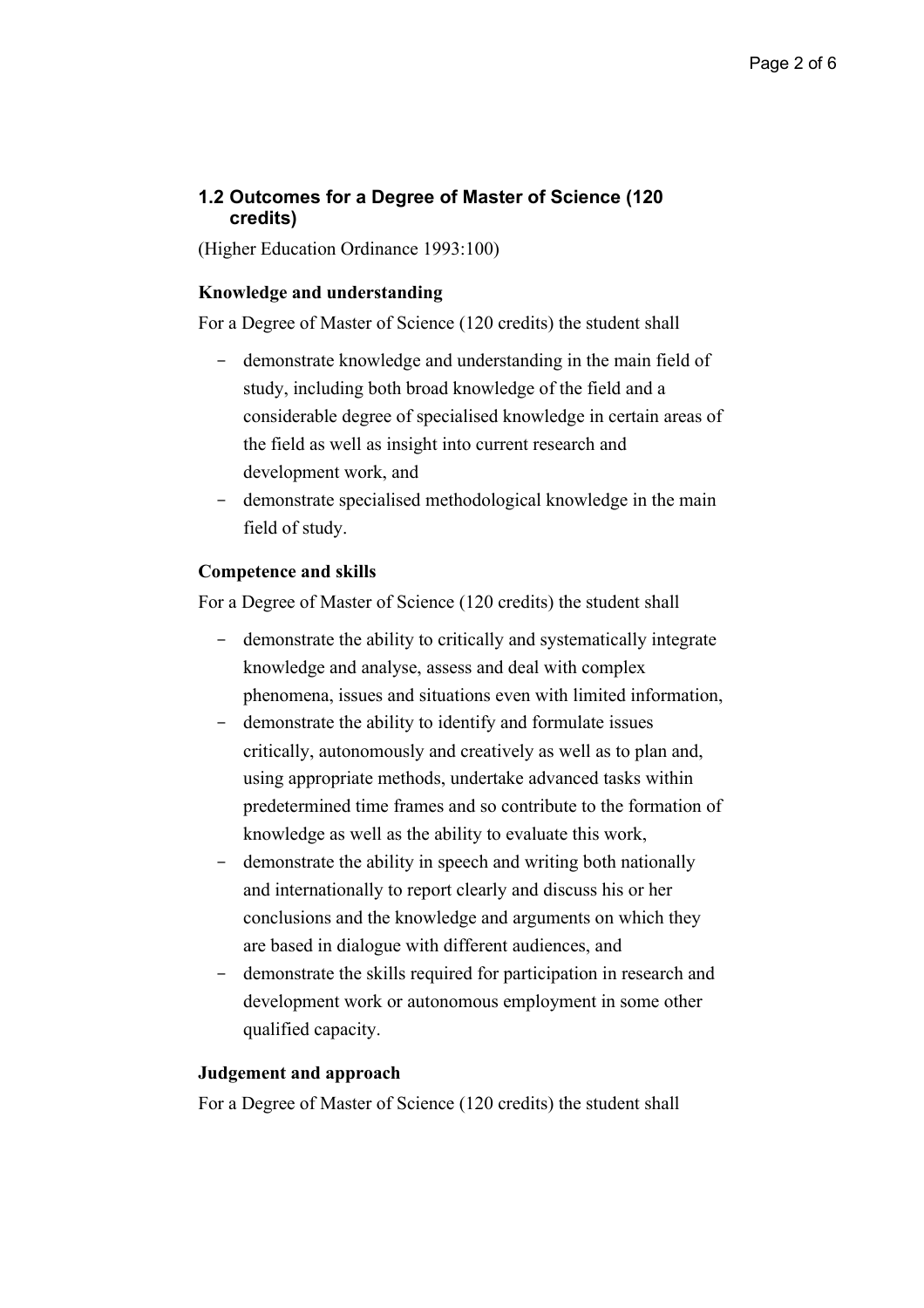## 1.2 Outcomes for a Degree of Master of Science (120 credits)

(Higher Education Ordinance 1993:100)

**Knowledge and understanding**

For a Degree of Master of Science (120 credits) the student shall

- demonstrate knowledge and understanding in the main field of study, including both broad knowledge of the field and a considerable degree of specialised knowledge in certain areas of the field as well as insight into current research and development work, and
- demonstrate specialised methodological knowledge in the main field of study.

**Competence and skills**

For a Degree of Master of Science (120 credits) the student shall

- demonstrate the ability to critically and systematically integrate knowledge and analyse, assess and deal with complex phenomena, issues and situations even with limited information,
- demonstrate the ability to identify and formulate issues critically, autonomously and creatively as well as to plan and, using appropriate methods, undertake advanced tasks within predetermined time frames and so contribute to the formation of knowledge as well as the ability to evaluate this work,
- demonstrate the ability in speech and writing both nationally and internationally to report clearly and discuss his or her conclusions and the knowledge and arguments on which they are based in dialogue with different audiences, and
- demonstrate the skills required for participation in research and development work or autonomous employment in some other qualified capacity.

**Judgement and approach**

For a Degree of Master of Science (120 credits) the student shall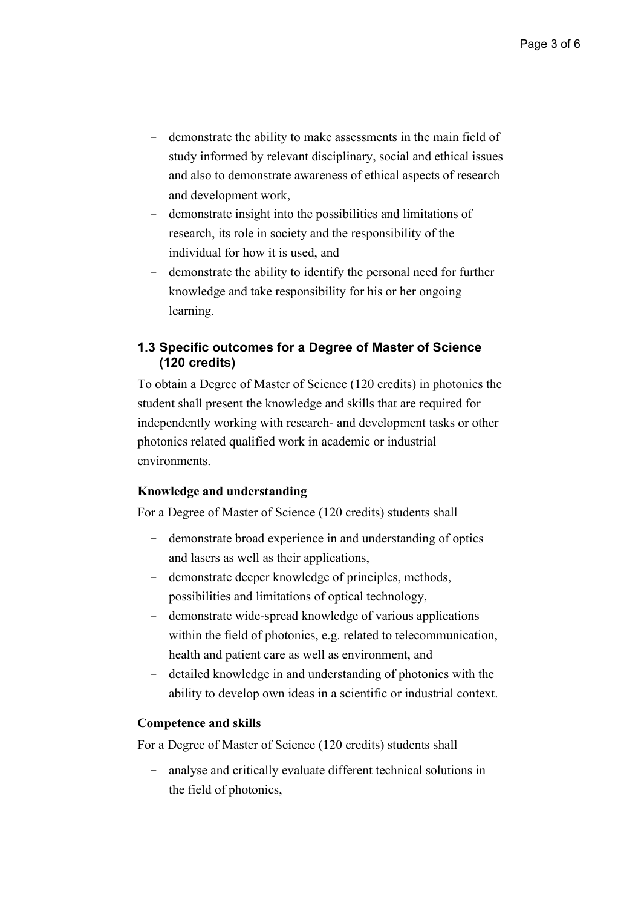- demonstrate the ability to make assessments in the main field of study informed by relevant disciplinary, social and ethical issues and also to demonstrate awareness of ethical aspects of research and development work,
- demonstrate insight into the possibilities and limitations of research, its role in society and the responsibility of the individual for how it is used, and
- demonstrate the ability to identify the personal need for further knowledge and take responsibility for his or her ongoing learning.

### 1.3 Specific outcomes for a Degree of Master of Science (120 credits)

To obtain a Degree of Master of Science (120 credits) in photonics the student shall present the knowledge and skills that are required for independently working with research- and development tasks or other photonics related qualified work in academic or industrial environments.

**Knowledge and understanding**

For a Degree of Master of Science (120 credits) students shall

- demonstrate broad experience in and understanding of optics and lasers as well as their applications,
- demonstrate deeper knowledge of principles, methods, possibilities and limitations of optical technology,
- demonstrate wide-spread knowledge of various applications within the field of photonics, e.g. related to telecommunication, health and patient care as well as environment, and
- detailed knowledge in and understanding of photonics with the ability to develop own ideas in a scientific or industrial context.

**Competence and skills**

For a Degree of Master of Science (120 credits) students shall

- analyse and critically evaluate different technical solutions in the field of photonics,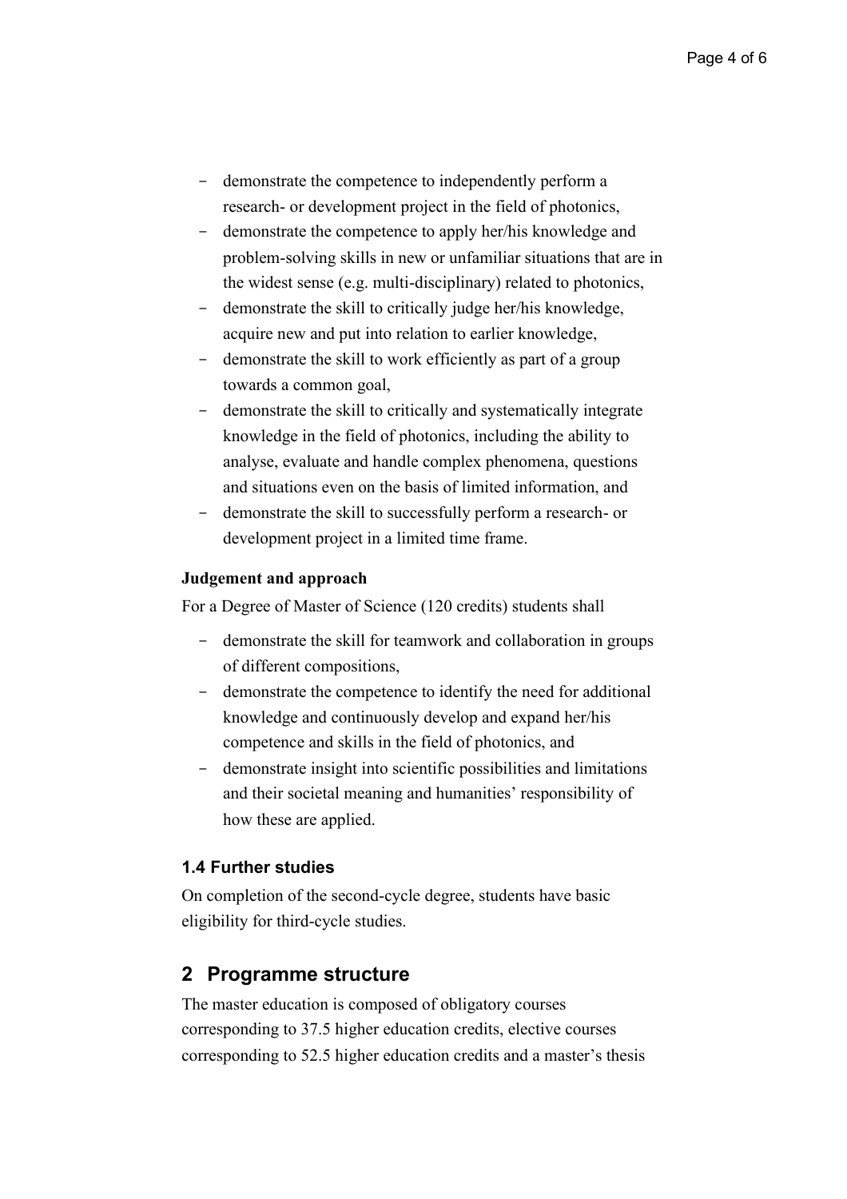- demonstrate the competence to independently perform a research- or development project in the field of photonics,
- demonstrate the competence to apply her/his knowledge and problem-solving skills in new or unfamiliar situations that are in the widest sense (e.g. multi-disciplinary) related to photonics,
- demonstrate the skill to critically judge her/his knowledge, acquire new and put into relation to earlier knowledge,
- demonstrate the skill to work efficiently as part of a group towards a common goal,
- demonstrate the skill to critically and systematically integrate knowledge in the field of photonics, including the ability to analyse, evaluate and handle complex phenomena, questions and situations even on the basis of limited information, and
- demonstrate the skill to successfully perform a research- or development project in a limited time frame.

**Judgement and approach**

For a Degree of Master of Science (120 credits) students shall

- demonstrate the skill for teamwork and collaboration in groups of different compositions,
- demonstrate the competence to identify the need for additional knowledge and continuously develop and expand her/his competence and skills in the field of photonics, and
- demonstrate insight into scientific possibilities and limitations and their societal meaning and humanities' responsibility of how these are applied.

### 1.4 Further studies

On completion of the second-cycle degree, students have basic eligibility for third-cycle studies.

## 2 Programme structure

The master education is composed of obligatory courses corresponding to 37.5 higher education credits, elective courses corresponding to 52.5 higher education credits and a master's thesis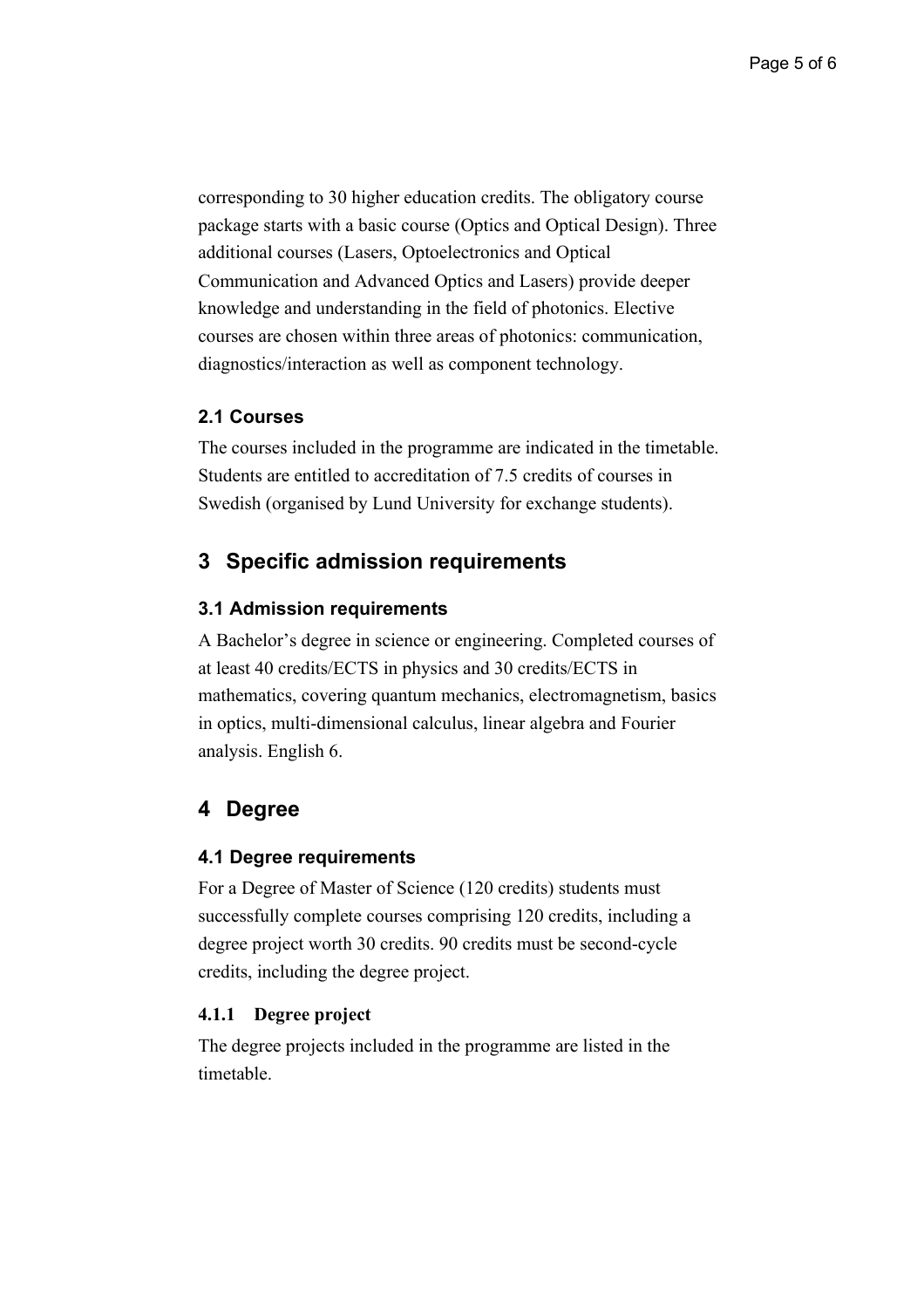corresponding to 30 higher education credits. The obligatory course package starts with a basic course (Optics and Optical Design). Three additional courses (Lasers, Optoelectronics and Optical Communication and Advanced Optics and Lasers) provide deeper knowledge and understanding in the field of photonics. Elective courses are chosen within three areas of photonics: communication, diagnostics/interaction as well as component technology.

### 2.1 Courses

The courses included in the programme are indicated in the timetable. Students are entitled to accreditation of 7.5 credits of courses in Swedish (organised by Lund University for exchange students).

## 3 Specific admission requirements

### 3.1 Admission requirements

A Bachelor's degree in science or engineering. Completed courses of at least 40 credits/ECTS in physics and 30 credits/ECTS in mathematics, covering quantum mechanics, electromagnetism, basics in optics, multi-dimensional calculus, linear algebra and Fourier analysis. English 6.

## 4 Degree

### 4.1 Degree requirements

For a Degree of Master of Science (120 credits) students must successfully complete courses comprising 120 credits, including a degree project worth 30 credits. 90 credits must be second-cycle credits, including the degree project.

#### 4.1.1 Degree project

The degree projects included in the programme are listed in the timetable.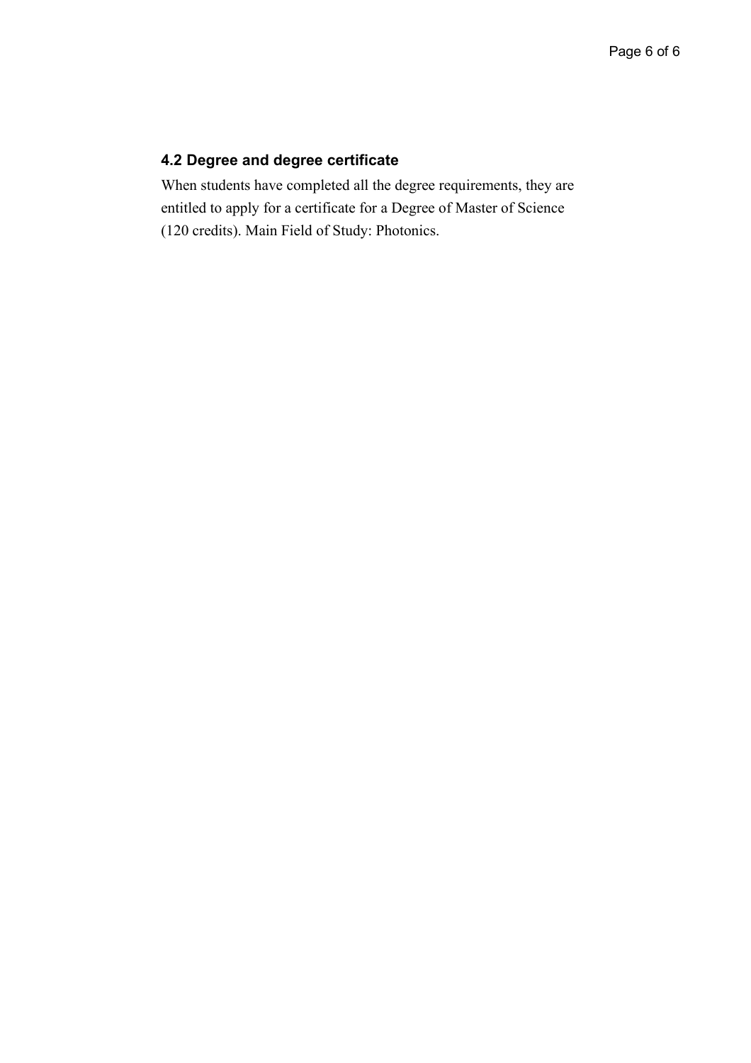### 4.2 Degree and degree certificate

When students have completed all the degree requirements, they are entitled to apply for a certificate for a Degree of Master of Science (120 credits). Main Field of Study: Photonics.